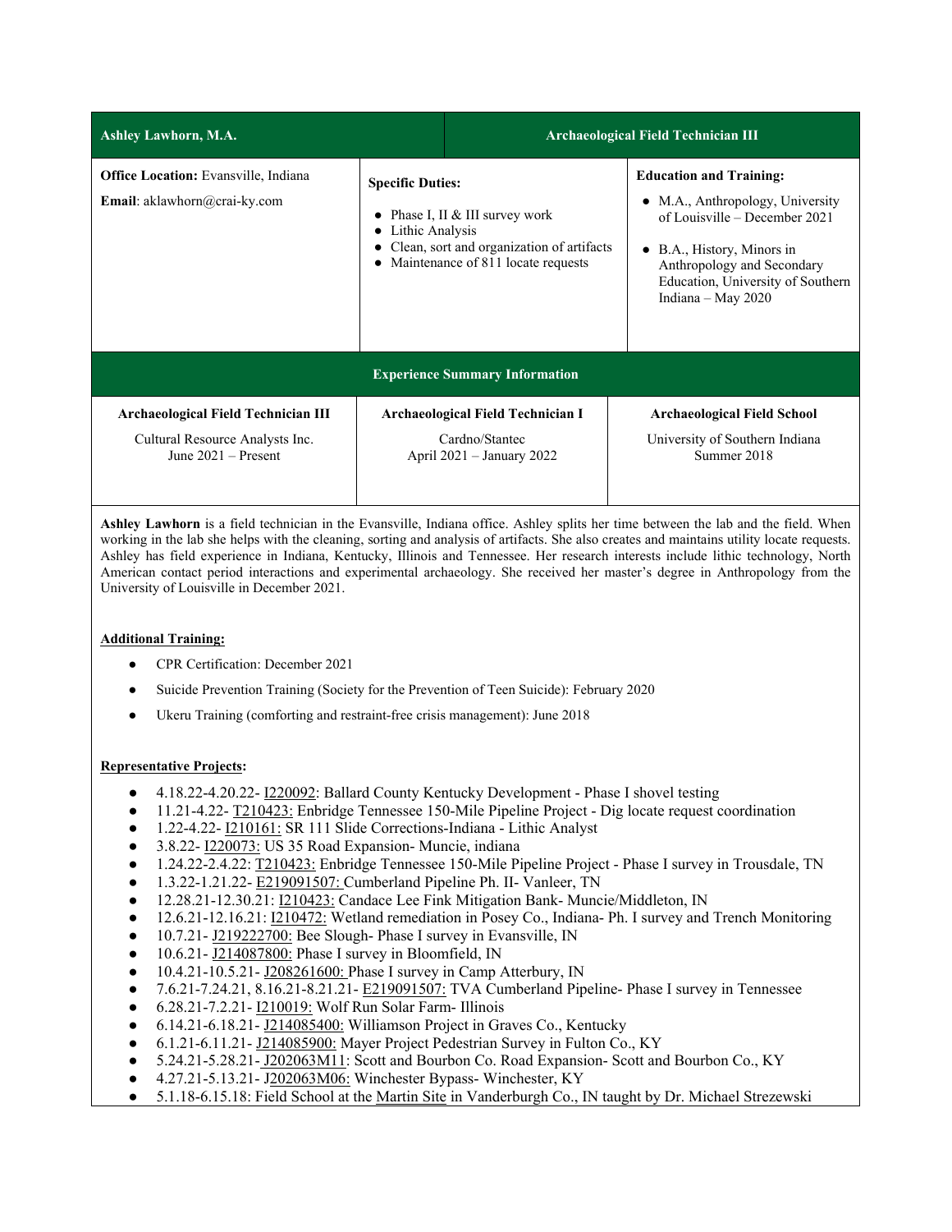| Ashley Lawhorn, M.A. | Archaeological Field Technician III | |
|---|---|---|
| **Office Location:** Evansville, Indiana<br>**Email**: aklawhorn@crai-ky.com | **Specific Duties:**<br>• Phase I, II & III survey work<br>• Lithic Analysis<br>• Clean, sort and organization of artifacts<br>• Maintenance of 811 locate requests | **Education and Training:**<br>• M.A., Anthropology, University of Louisville – December 2021<br>• B.A., History, Minors in Anthropology and Secondary Education, University of Southern Indiana – May 2020 |

| Experience Summary Information | | |
|---|---|---|
| **Archaeological Field Technician III**<br>Cultural Resource Analysts Inc.<br>June 2021 – Present | **Archaeological Field Technician I**<br>Cardno/Stantec<br>April 2021 – January 2022 | **Archaeological Field School**<br>University of Southern Indiana<br>Summer 2018 |

**Ashley Lawhorn** is a field technician in the Evansville, Indiana office. Ashley splits her time between the lab and the field. When working in the lab she helps with the cleaning, sorting and analysis of artifacts. She also creates and maintains utility locate requests. Ashley has field experience in Indiana, Kentucky, Illinois and Tennessee. Her research interests include lithic technology, North American contact period interactions and experimental archaeology. She received her master's degree in Anthropology from the University of Louisville in December 2021.

**Additional Training:**

- CPR Certification: December 2021
- Suicide Prevention Training (Society for the Prevention of Teen Suicide): February 2020
- Ukeru Training (comforting and restraint-free crisis management): June 2018

**Representative Projects:**

- 4.18.22-4.20.22- I220092: Ballard County Kentucky Development - Phase I shovel testing
- 11.21-4.22- T210423: Enbridge Tennessee 150-Mile Pipeline Project - Dig locate request coordination
- 1.22-4.22- I210161: SR 111 Slide Corrections-Indiana - Lithic Analyst
- 3.8.22- I220073: US 35 Road Expansion- Muncie, indiana
- 1.24.22-2.4.22: T210423: Enbridge Tennessee 150-Mile Pipeline Project - Phase I survey in Trousdale, TN
- 1.3.22-1.21.22- E219091507: Cumberland Pipeline Ph. II- Vanleer, TN
- 12.28.21-12.30.21: I210423: Candace Lee Fink Mitigation Bank- Muncie/Middleton, IN
- 12.6.21-12.16.21: I210472: Wetland remediation in Posey Co., Indiana- Ph. I survey and Trench Monitoring
- 10.7.21- J219222700: Bee Slough- Phase I survey in Evansville, IN
- 10.6.21- J214087800: Phase I survey in Bloomfield, IN
- 10.4.21-10.5.21- J208261600: Phase I survey in Camp Atterbury, IN
- 7.6.21-7.24.21, 8.16.21-8.21.21- E219091507: TVA Cumberland Pipeline- Phase I survey in Tennessee
- 6.28.21-7.2.21- I210019: Wolf Run Solar Farm- Illinois
- 6.14.21-6.18.21- J214085400: Williamson Project in Graves Co., Kentucky
- 6.1.21-6.11.21- J214085900: Mayer Project Pedestrian Survey in Fulton Co., KY
- 5.24.21-5.28.21- J202063M11: Scott and Bourbon Co. Road Expansion- Scott and Bourbon Co., KY
- 4.27.21-5.13.21- J202063M06: Winchester Bypass- Winchester, KY
- 5.1.18-6.15.18: Field School at the Martin Site in Vanderburgh Co., IN taught by Dr. Michael Strezewski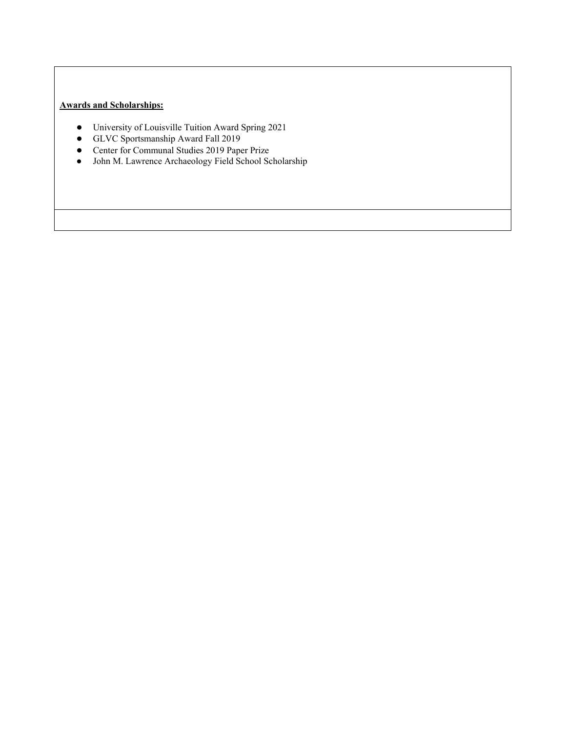**Awards and Scholarships:**

- University of Louisville Tuition Award Spring 2021
- GLVC Sportsmanship Award Fall 2019
- Center for Communal Studies 2019 Paper Prize
- John M. Lawrence Archaeology Field School Scholarship